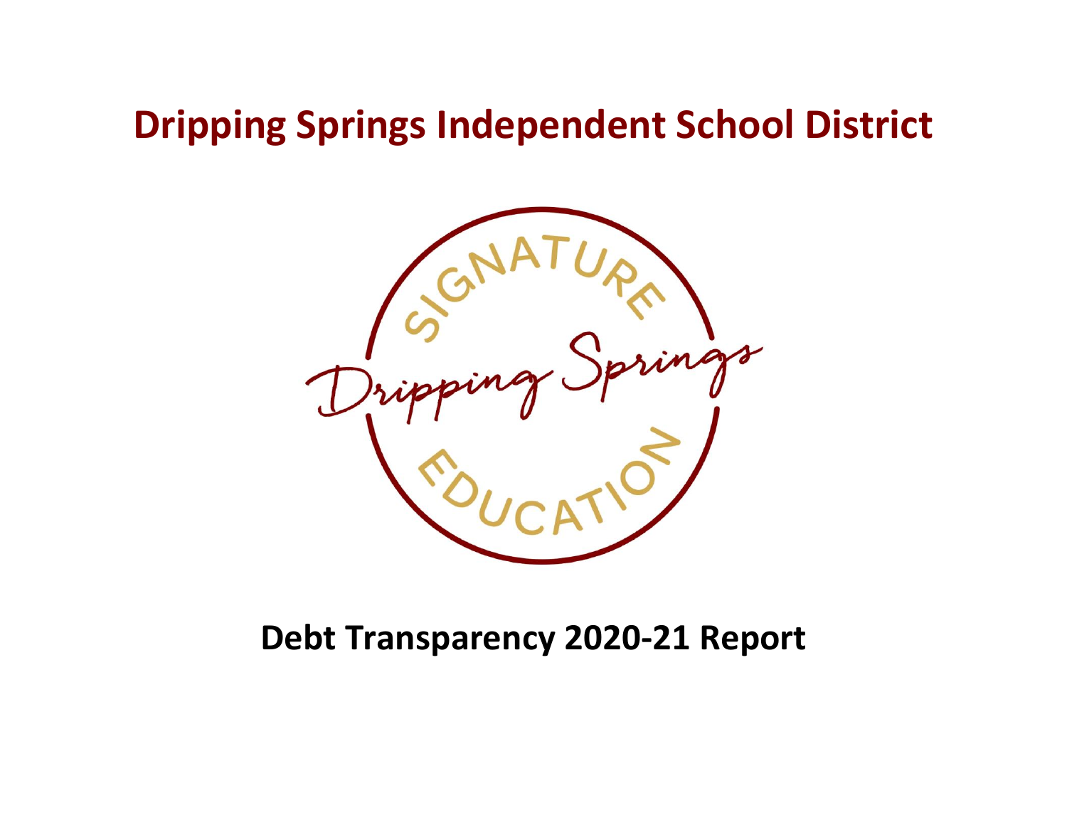# Dripping Springs Independent School District

SIGNATURE

Dripping Springs

EDUCATION

## Debt Transparency 2020-21 Report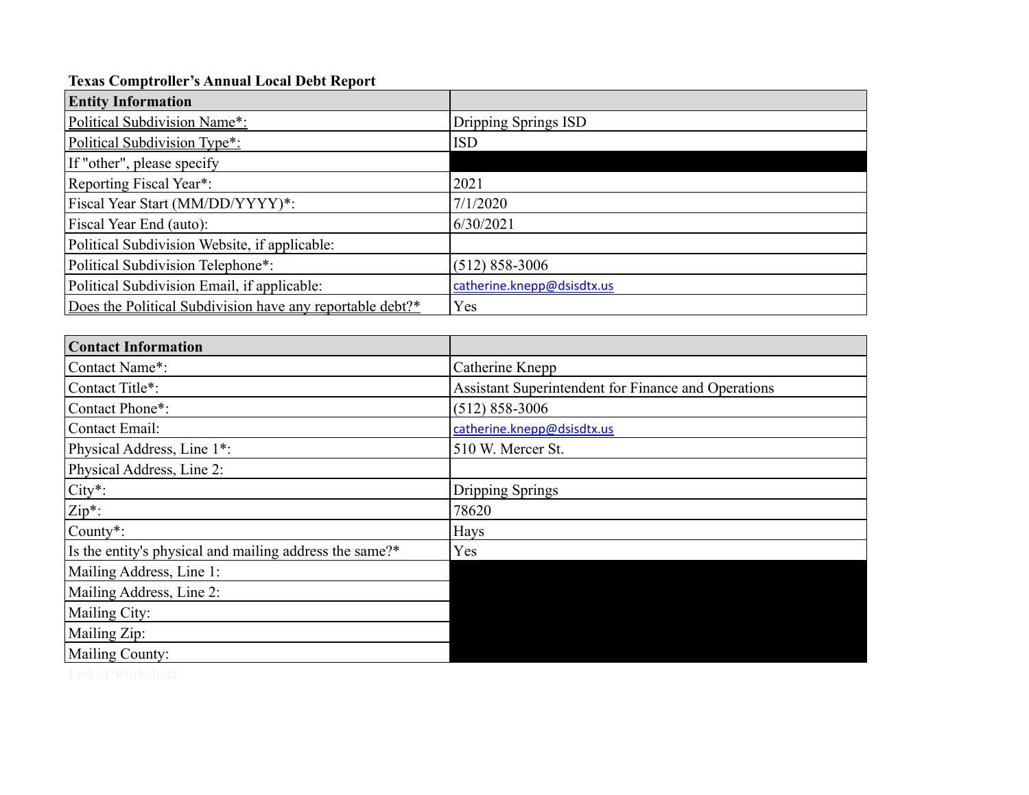**Texas Comptroller's Annual Local Debt Report**

| **Entity Information** | |
|---|---|
| Political Subdivision Name*: | Dripping Springs ISD |
| Political Subdivision Type*: | ISD |
| If "other", please specify | |
| Reporting Fiscal Year*: | 2021 |
| Fiscal Year Start (MM/DD/YYYY)*: | 7/1/2020 |
| Fiscal Year End (auto): | 6/30/2021 |
| Political Subdivision Website, if applicable: | |
| Political Subdivision Telephone*: | (512) 858-3006 |
| Political Subdivision Email, if applicable: | catherine.knepp@dsisdtx.us |
| Does the Political Subdivision have any reportable debt?* | Yes |

| **Contact Information** | |
|---|---|
| Contact Name*: | Catherine Knepp |
| Contact Title*: | Assistant Superintendent for Finance and Operations |
| Contact Phone*: | (512) 858-3006 |
| Contact Email: | catherine.knepp@dsisdtx.us |
| Physical Address, Line 1*: | 510 W. Mercer St. |
| Physical Address, Line 2: | |
| City*: | Dripping Springs |
| Zip*: | 78620 |
| County*: | Hays |
| Is the entity's physical and mailing address the same?* | Yes |
| Mailing Address, Line 1: | |
| Mailing Address, Line 2: | |
| Mailing City: | |
| Mailing Zip: | |
| Mailing County: | |

End of Worksheet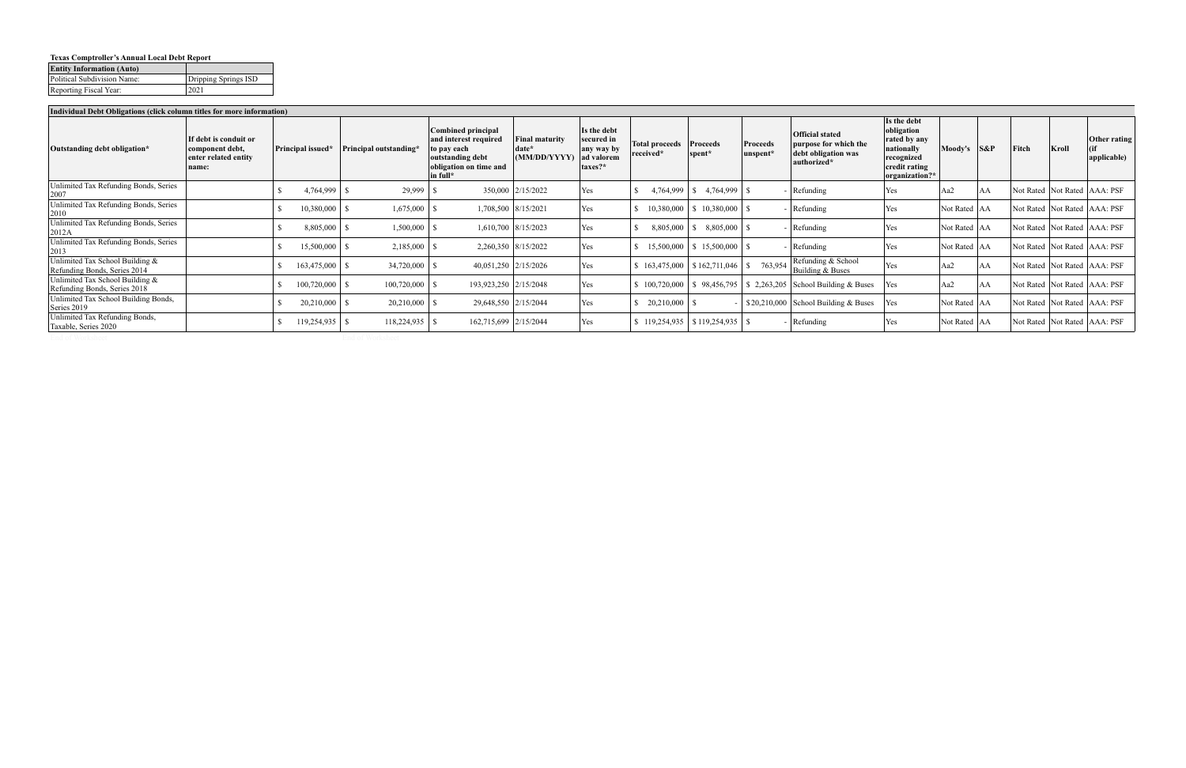**Texas Comptroller's Annual Local Debt Report**

| **Entity Information (Auto)** | |
|---|---|
| Political Subdivision Name: | Dripping Springs ISD |
| Reporting Fiscal Year: | 2021 |

**Individual Debt Obligations (click column titles for more information)**

| Outstanding debt obligation* | If debt is conduit or component debt, enter related entity name: | Principal issued* | Principal outstanding* | Combined principal and interest required to pay each outstanding debt obligation on time and in full* | Final maturity date* (MM/DD/YYYY) | Is the debt secured in any way by ad valorem taxes?* | Total proceeds received* | Proceeds spent* | Proceeds unspent* | Official stated purpose for which the debt obligation was authorized* | Is the debt obligation rated by any nationally recognized credit rating organization?* | Moody's | S&P | Fitch | Kroll | Other rating (if applicable) |
|---|---|---|---|---|---|---|---|---|---|---|---|---|---|---|---|---|
| Unlimited Tax Refunding Bonds, Series 2007 | | $ 4,764,999 | $ 29,999 | $ 350,000 | 2/15/2022 | Yes | $ 4,764,999 | $ 4,764,999 | $ - | Refunding | Yes | Aa2 | AA | Not Rated | Not Rated | AAA: PSF |
| Unlimited Tax Refunding Bonds, Series 2010 | | $ 10,380,000 | $ 1,675,000 | $ 1,708,500 | 8/15/2021 | Yes | $ 10,380,000 | $ 10,380,000 | $ - | Refunding | Yes | Not Rated | AA | Not Rated | Not Rated | AAA: PSF |
| Unlimited Tax Refunding Bonds, Series 2012A | | $ 8,805,000 | $ 1,500,000 | $ 1,610,700 | 8/15/2023 | Yes | $ 8,805,000 | $ 8,805,000 | $ - | Refunding | Yes | Not Rated | AA | Not Rated | Not Rated | AAA: PSF |
| Unlimited Tax Refunding Bonds, Series 2013 | | $ 15,500,000 | $ 2,185,000 | $ 2,260,350 | 8/15/2022 | Yes | $ 15,500,000 | $ 15,500,000 | $ - | Refunding | Yes | Not Rated | AA | Not Rated | Not Rated | AAA: PSF |
| Unlimited Tax School Building & Refunding Bonds, Series 2014 | | $ 163,475,000 | $ 34,720,000 | $ 40,051,250 | 2/15/2026 | Yes | $ 163,475,000 | $ 162,711,046 | $ 763,954 | Refunding & School Building & Buses | Yes | Aa2 | AA | Not Rated | Not Rated | AAA: PSF |
| Unlimited Tax School Building & Refunding Bonds, Series 2018 | | $ 100,720,000 | $ 100,720,000 | $ 193,923,250 | 2/15/2048 | Yes | $ 100,720,000 | $ 98,456,795 | $ 2,263,205 | School Building & Buses | Yes | Aa2 | AA | Not Rated | Not Rated | AAA: PSF |
| Unlimited Tax School Building Bonds, Series 2019 | | $ 20,210,000 | $ 20,210,000 | $ 29,648,550 | 2/15/2044 | Yes | $ 20,210,000 | $ - | $ 20,210,000 | School Building & Buses | Yes | Not Rated | AA | Not Rated | Not Rated | AAA: PSF |
| Unlimited Tax Refunding Bonds, Taxable, Series 2020 | | $ 119,254,935 | $ 118,224,935 | $ 162,715,699 | 2/15/2044 | Yes | $ 119,254,935 | $ 119,254,935 | $ - | Refunding | Yes | Not Rated | AA | Not Rated | Not Rated | AAA: PSF |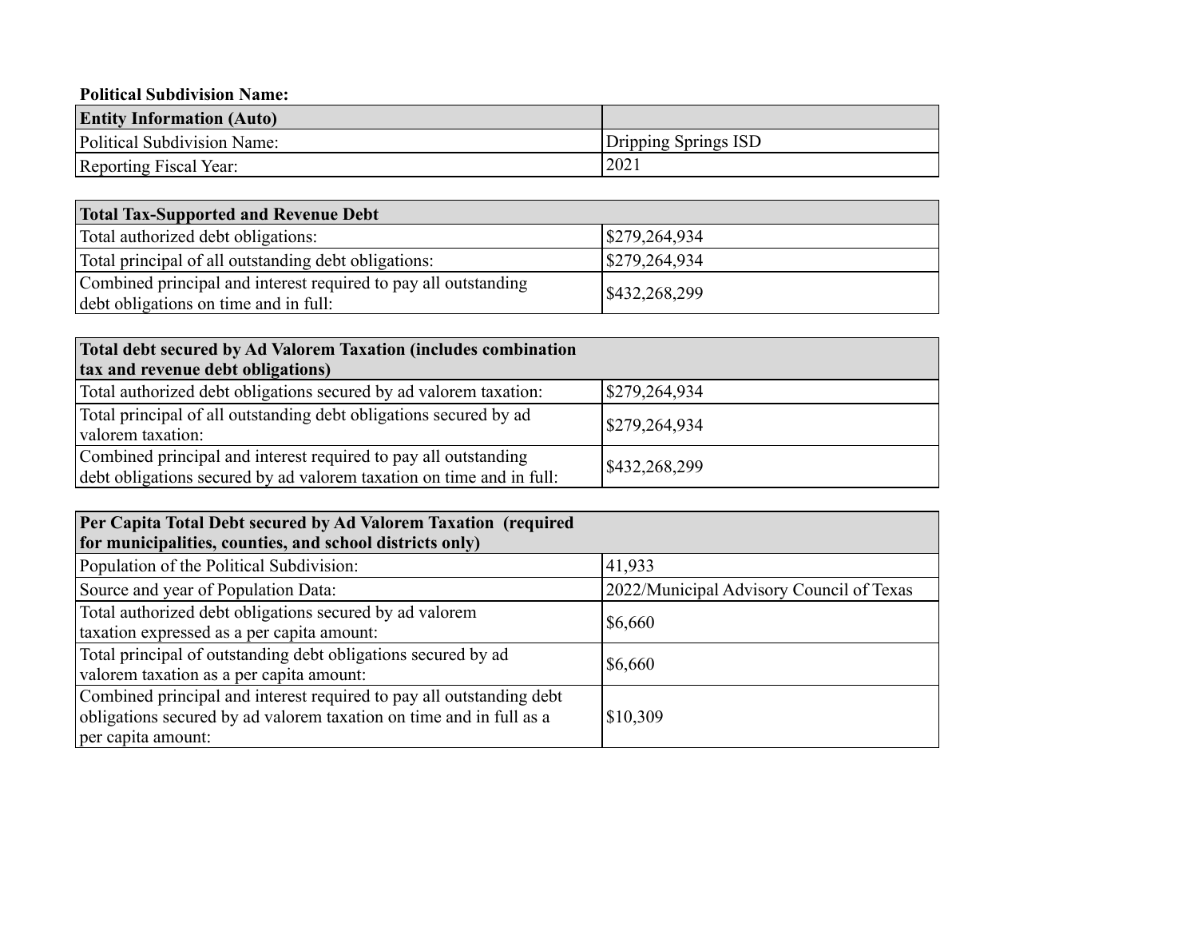**Political Subdivision Name:**

| **Entity Information (Auto)** | |
|---|---|
| Political Subdivision Name: | Dripping Springs ISD |
| Reporting Fiscal Year: | 2021 |

| **Total Tax-Supported and Revenue Debt** | |
|---|---|
| Total authorized debt obligations: | $279,264,934 |
| Total principal of all outstanding debt obligations: | $279,264,934 |
| Combined principal and interest required to pay all outstanding debt obligations on time and in full: | $432,268,299 |

| **Total debt secured by Ad Valorem Taxation (includes combination tax and revenue debt obligations)** | |
|---|---|
| Total authorized debt obligations secured by ad valorem taxation: | $279,264,934 |
| Total principal of all outstanding debt obligations secured by ad valorem taxation: | $279,264,934 |
| Combined principal and interest required to pay all outstanding debt obligations secured by ad valorem taxation on time and in full: | $432,268,299 |

| **Per Capita Total Debt secured by Ad Valorem Taxation (required for municipalities, counties, and school districts only)** | |
|---|---|
| Population of the Political Subdivision: | 41,933 |
| Source and year of Population Data: | 2022/Municipal Advisory Council of Texas |
| Total authorized debt obligations secured by ad valorem taxation expressed as a per capita amount: | $6,660 |
| Total principal of outstanding debt obligations secured by ad valorem taxation as a per capita amount: | $6,660 |
| Combined principal and interest required to pay all outstanding debt obligations secured by ad valorem taxation on time and in full as a per capita amount: | $10,309 |